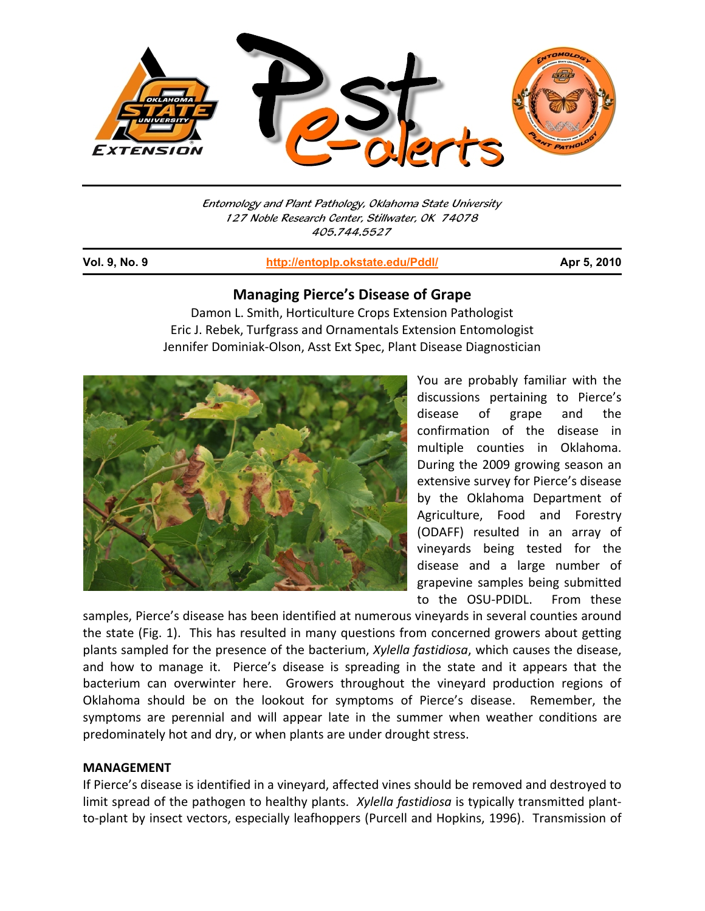Entomology and Plant Pathology, Oklahoma State University
127 Noble Research Center, Stillwater, OK 74078
405.744.5527

**Vol. 9, No. 9** | **http://entoplp.okstate.edu/Pddl/** | **Apr 5, 2010**

## Managing Pierce's Disease of Grape

Damon L. Smith, Horticulture Crops Extension Pathologist
Eric J. Rebek, Turfgrass and Ornamentals Extension Entomologist
Jennifer Dominiak-Olson, Asst Ext Spec, Plant Disease Diagnostician

You are probably familiar with the discussions pertaining to Pierce's disease of grape and the confirmation of the disease in multiple counties in Oklahoma. During the 2009 growing season an extensive survey for Pierce's disease by the Oklahoma Department of Agriculture, Food and Forestry (ODAFF) resulted in an array of vineyards being tested for the disease and a large number of grapevine samples being submitted to the OSU-PDIDL. From these samples, Pierce's disease has been identified at numerous vineyards in several counties around the state (Fig. 1). This has resulted in many questions from concerned growers about getting plants sampled for the presence of the bacterium, *Xylella fastidiosa*, which causes the disease, and how to manage it. Pierce's disease is spreading in the state and it appears that the bacterium can overwinter here. Growers throughout the vineyard production regions of Oklahoma should be on the lookout for symptoms of Pierce's disease. Remember, the symptoms are perennial and will appear late in the summer when weather conditions are predominately hot and dry, or when plants are under drought stress.

**MANAGEMENT**

If Pierce's disease is identified in a vineyard, affected vines should be removed and destroyed to limit spread of the pathogen to healthy plants. *Xylella fastidiosa* is typically transmitted plant-to-plant by insect vectors, especially leafhoppers (Purcell and Hopkins, 1996). Transmission of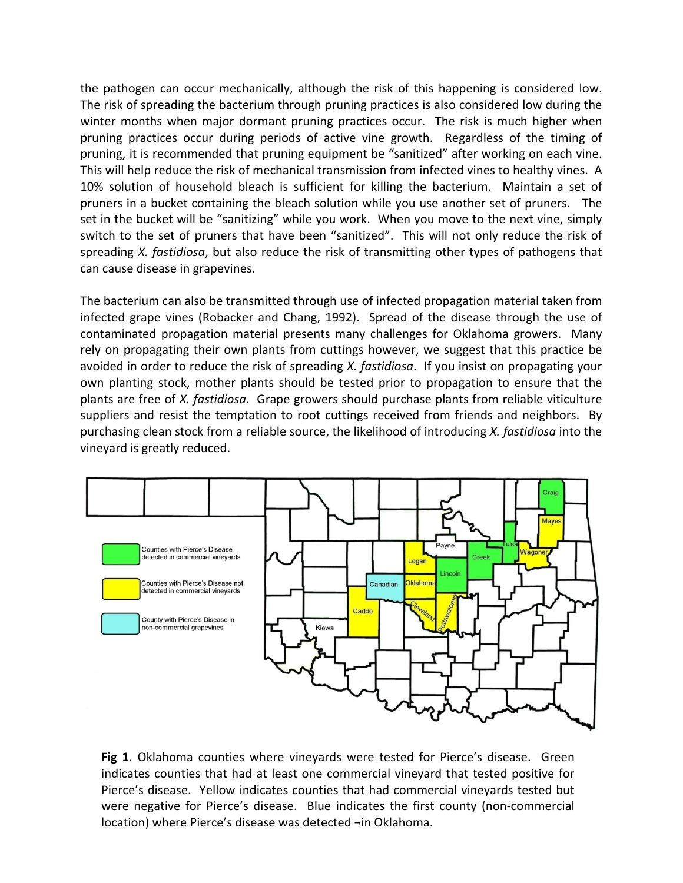the pathogen can occur mechanically, although the risk of this happening is considered low. The risk of spreading the bacterium through pruning practices is also considered low during the winter months when major dormant pruning practices occur. The risk is much higher when pruning practices occur during periods of active vine growth. Regardless of the timing of pruning, it is recommended that pruning equipment be "sanitized" after working on each vine. This will help reduce the risk of mechanical transmission from infected vines to healthy vines. A 10% solution of household bleach is sufficient for killing the bacterium. Maintain a set of pruners in a bucket containing the bleach solution while you use another set of pruners. The set in the bucket will be "sanitizing" while you work. When you move to the next vine, simply switch to the set of pruners that have been "sanitized". This will not only reduce the risk of spreading *X. fastidiosa*, but also reduce the risk of transmitting other types of pathogens that can cause disease in grapevines.

The bacterium can also be transmitted through use of infected propagation material taken from infected grape vines (Robacker and Chang, 1992). Spread of the disease through the use of contaminated propagation material presents many challenges for Oklahoma growers. Many rely on propagating their own plants from cuttings however, we suggest that this practice be avoided in order to reduce the risk of spreading *X. fastidiosa*. If you insist on propagating your own planting stock, mother plants should be tested prior to propagation to ensure that the plants are free of *X. fastidiosa*. Grape growers should purchase plants from reliable viticulture suppliers and resist the temptation to root cuttings received from friends and neighbors. By purchasing clean stock from a reliable source, the likelihood of introducing *X. fastidiosa* into the vineyard is greatly reduced.

Counties with Pierce's Disease detected in commercial vineyards

Counties with Pierce's Disease not detected in commercial vineyards

County with Pierce's Disease in non-commercial grapevines

Craig
Mayes
Payne
Tulsa
Creek
Wagoner
Logan
Lincoln
Canadian
Oklahoma
Caddo
Cleveland
Pottawatomie
Kiowa

**Fig 1**. Oklahoma counties where vineyards were tested for Pierce's disease. Green indicates counties that had at least one commercial vineyard that tested positive for Pierce's disease. Yellow indicates counties that had commercial vineyards tested but were negative for Pierce's disease. Blue indicates the first county (non-commercial location) where Pierce's disease was detected ¬in Oklahoma.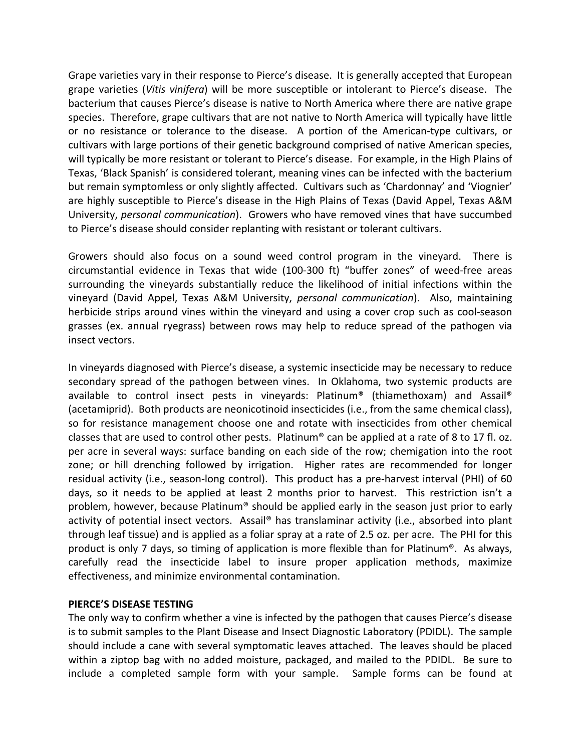Grape varieties vary in their response to Pierce's disease. It is generally accepted that European grape varieties (*Vitis vinifera*) will be more susceptible or intolerant to Pierce's disease. The bacterium that causes Pierce's disease is native to North America where there are native grape species. Therefore, grape cultivars that are not native to North America will typically have little or no resistance or tolerance to the disease. A portion of the American-type cultivars, or cultivars with large portions of their genetic background comprised of native American species, will typically be more resistant or tolerant to Pierce's disease. For example, in the High Plains of Texas, 'Black Spanish' is considered tolerant, meaning vines can be infected with the bacterium but remain symptomless or only slightly affected. Cultivars such as 'Chardonnay' and 'Viognier' are highly susceptible to Pierce's disease in the High Plains of Texas (David Appel, Texas A&M University, *personal communication*). Growers who have removed vines that have succumbed to Pierce's disease should consider replanting with resistant or tolerant cultivars.

Growers should also focus on a sound weed control program in the vineyard. There is circumstantial evidence in Texas that wide (100-300 ft) "buffer zones" of weed-free areas surrounding the vineyards substantially reduce the likelihood of initial infections within the vineyard (David Appel, Texas A&M University, *personal communication*). Also, maintaining herbicide strips around vines within the vineyard and using a cover crop such as cool-season grasses (ex. annual ryegrass) between rows may help to reduce spread of the pathogen via insect vectors.

In vineyards diagnosed with Pierce's disease, a systemic insecticide may be necessary to reduce secondary spread of the pathogen between vines. In Oklahoma, two systemic products are available to control insect pests in vineyards: Platinum® (thiamethoxam) and Assail® (acetamiprid). Both products are neonicotinoid insecticides (i.e., from the same chemical class), so for resistance management choose one and rotate with insecticides from other chemical classes that are used to control other pests. Platinum® can be applied at a rate of 8 to 17 fl. oz. per acre in several ways: surface banding on each side of the row; chemigation into the root zone; or hill drenching followed by irrigation. Higher rates are recommended for longer residual activity (i.e., season-long control). This product has a pre-harvest interval (PHI) of 60 days, so it needs to be applied at least 2 months prior to harvest. This restriction isn't a problem, however, because Platinum® should be applied early in the season just prior to early activity of potential insect vectors. Assail® has translaminar activity (i.e., absorbed into plant through leaf tissue) and is applied as a foliar spray at a rate of 2.5 oz. per acre. The PHI for this product is only 7 days, so timing of application is more flexible than for Platinum®. As always, carefully read the insecticide label to insure proper application methods, maximize effectiveness, and minimize environmental contamination.

**PIERCE'S DISEASE TESTING**

The only way to confirm whether a vine is infected by the pathogen that causes Pierce's disease is to submit samples to the Plant Disease and Insect Diagnostic Laboratory (PDIDL). The sample should include a cane with several symptomatic leaves attached. The leaves should be placed within a ziptop bag with no added moisture, packaged, and mailed to the PDIDL. Be sure to include a completed sample form with your sample. Sample forms can be found at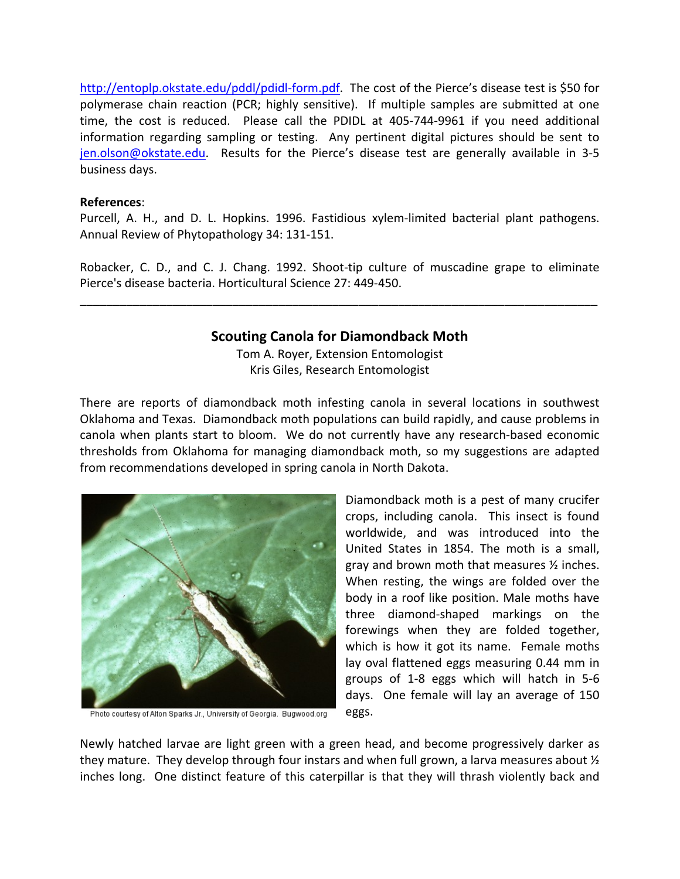http://entoplp.okstate.edu/pddl/pdidl-form.pdf. The cost of the Pierce's disease test is $50 for polymerase chain reaction (PCR; highly sensitive). If multiple samples are submitted at one time, the cost is reduced. Please call the PDIDL at 405-744-9961 if you need additional information regarding sampling or testing. Any pertinent digital pictures should be sent to jen.olson@okstate.edu. Results for the Pierce's disease test are generally available in 3-5 business days.

**References**:

Purcell, A. H., and D. L. Hopkins. 1996. Fastidious xylem-limited bacterial plant pathogens. Annual Review of Phytopathology 34: 131-151.

Robacker, C. D., and C. J. Chang. 1992. Shoot-tip culture of muscadine grape to eliminate Pierce's disease bacteria. Horticultural Science 27: 449-450.

---

## Scouting Canola for Diamondback Moth

Tom A. Royer, Extension Entomologist
Kris Giles, Research Entomologist

There are reports of diamondback moth infesting canola in several locations in southwest Oklahoma and Texas. Diamondback moth populations can build rapidly, and cause problems in canola when plants start to bloom. We do not currently have any research-based economic thresholds from Oklahoma for managing diamondback moth, so my suggestions are adapted from recommendations developed in spring canola in North Dakota.

Photo courtesy of Alton Sparks Jr., University of Georgia. Bugwood.org

Diamondback moth is a pest of many crucifer crops, including canola. This insect is found worldwide, and was introduced into the United States in 1854. The moth is a small, gray and brown moth that measures ½ inches. When resting, the wings are folded over the body in a roof like position. Male moths have three diamond-shaped markings on the forewings when they are folded together, which is how it got its name. Female moths lay oval flattened eggs measuring 0.44 mm in groups of 1-8 eggs which will hatch in 5-6 days. One female will lay an average of 150 eggs.

Newly hatched larvae are light green with a green head, and become progressively darker as they mature. They develop through four instars and when full grown, a larva measures about ½ inches long. One distinct feature of this caterpillar is that they will thrash violently back and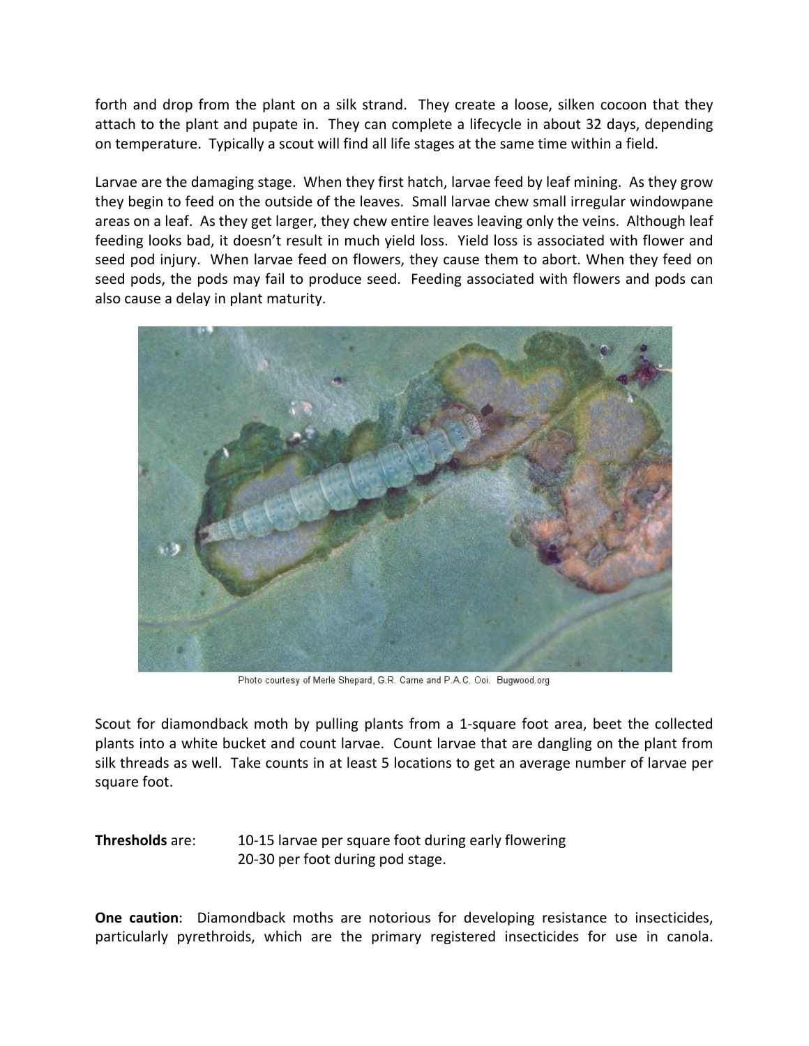forth and drop from the plant on a silk strand. They create a loose, silken cocoon that they attach to the plant and pupate in. They can complete a lifecycle in about 32 days, depending on temperature. Typically a scout will find all life stages at the same time within a field.

Larvae are the damaging stage. When they first hatch, larvae feed by leaf mining. As they grow they begin to feed on the outside of the leaves. Small larvae chew small irregular windowpane areas on a leaf. As they get larger, they chew entire leaves leaving only the veins. Although leaf feeding looks bad, it doesn't result in much yield loss. Yield loss is associated with flower and seed pod injury. When larvae feed on flowers, they cause them to abort. When they feed on seed pods, the pods may fail to produce seed. Feeding associated with flowers and pods can also cause a delay in plant maturity.

Photo courtesy of Merle Shepard, G.R. Carne and P.A.C. Ooi. Bugwood.org

Scout for diamondback moth by pulling plants from a 1-square foot area, beet the collected plants into a white bucket and count larvae. Count larvae that are dangling on the plant from silk threads as well. Take counts in at least 5 locations to get an average number of larvae per square foot.

**Thresholds** are: 10-15 larvae per square foot during early flowering
20-30 per foot during pod stage.

**One caution**: Diamondback moths are notorious for developing resistance to insecticides, particularly pyrethroids, which are the primary registered insecticides for use in canola.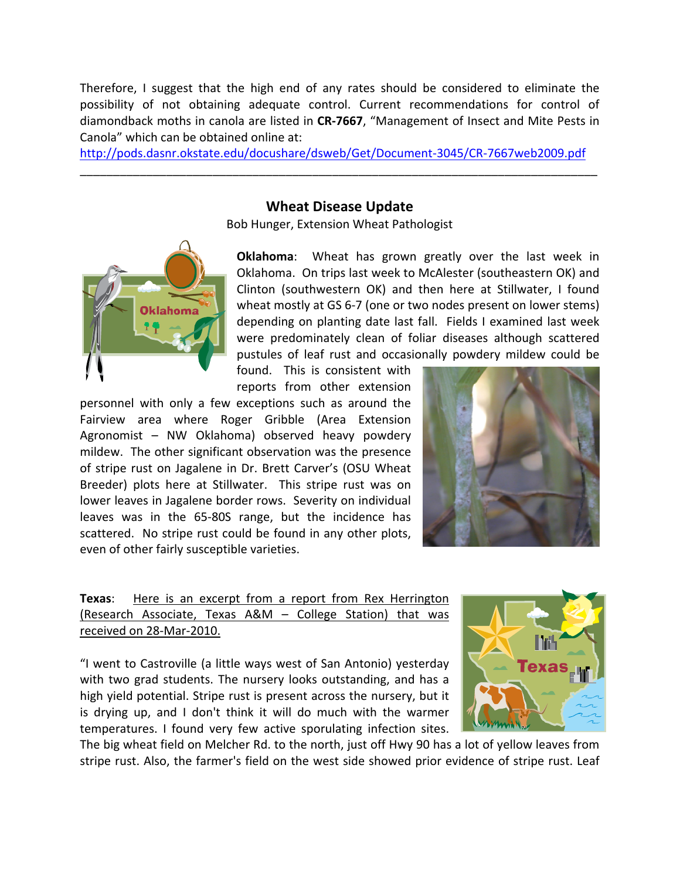Therefore, I suggest that the high end of any rates should be considered to eliminate the possibility of not obtaining adequate control. Current recommendations for control of diamondback moths in canola are listed in **CR-7667**, "Management of Insect and Mite Pests in Canola" which can be obtained online at:
http://pods.dasnr.okstate.edu/docushare/dsweb/Get/Document-3045/CR-7667web2009.pdf

---

## Wheat Disease Update

Bob Hunger, Extension Wheat Pathologist

**Oklahoma**: Wheat has grown greatly over the last week in Oklahoma. On trips last week to McAlester (southeastern OK) and Clinton (southwestern OK) and then here at Stillwater, I found wheat mostly at GS 6-7 (one or two nodes present on lower stems) depending on planting date last fall. Fields I examined last week were predominately clean of foliar diseases although scattered pustules of leaf rust and occasionally powdery mildew could be found. This is consistent with reports from other extension personnel with only a few exceptions such as around the Fairview area where Roger Gribble (Area Extension Agronomist – NW Oklahoma) observed heavy powdery mildew. The other significant observation was the presence of stripe rust on Jagalene in Dr. Brett Carver's (OSU Wheat Breeder) plots here at Stillwater. This stripe rust was on lower leaves in Jagalene border rows. Severity on individual leaves was in the 65-80S range, but the incidence has scattered. No stripe rust could be found in any other plots, even of other fairly susceptible varieties.

**Texas**: Here is an excerpt from a report from Rex Herrington (Research Associate, Texas A&M – College Station) that was received on 28-Mar-2010.

"I went to Castroville (a little ways west of San Antonio) yesterday with two grad students. The nursery looks outstanding, and has a high yield potential. Stripe rust is present across the nursery, but it is drying up, and I don't think it will do much with the warmer temperatures. I found very few active sporulating infection sites. The big wheat field on Melcher Rd. to the north, just off Hwy 90 has a lot of yellow leaves from stripe rust. Also, the farmer's field on the west side showed prior evidence of stripe rust. Leaf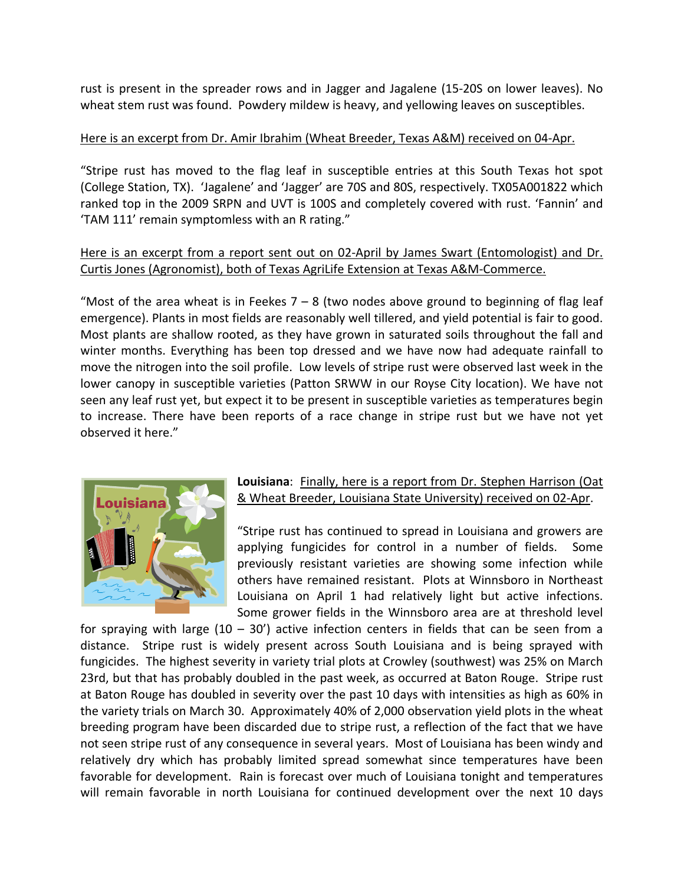rust is present in the spreader rows and in Jagger and Jagalene (15-20S on lower leaves). No wheat stem rust was found. Powdery mildew is heavy, and yellowing leaves on susceptibles.

Here is an excerpt from Dr. Amir Ibrahim (Wheat Breeder, Texas A&M) received on 04-Apr.

"Stripe rust has moved to the flag leaf in susceptible entries at this South Texas hot spot (College Station, TX). 'Jagalene' and 'Jagger' are 70S and 80S, respectively. TX05A001822 which ranked top in the 2009 SRPN and UVT is 100S and completely covered with rust. 'Fannin' and 'TAM 111' remain symptomless with an R rating."

Here is an excerpt from a report sent out on 02-April by James Swart (Entomologist) and Dr. Curtis Jones (Agronomist), both of Texas AgriLife Extension at Texas A&M-Commerce.

"Most of the area wheat is in Feekes 7 – 8 (two nodes above ground to beginning of flag leaf emergence). Plants in most fields are reasonably well tillered, and yield potential is fair to good. Most plants are shallow rooted, as they have grown in saturated soils throughout the fall and winter months. Everything has been top dressed and we have now had adequate rainfall to move the nitrogen into the soil profile. Low levels of stripe rust were observed last week in the lower canopy in susceptible varieties (Patton SRWW in our Royse City location). We have not seen any leaf rust yet, but expect it to be present in susceptible varieties as temperatures begin to increase. There have been reports of a race change in stripe rust but we have not yet observed it here."

**Louisiana**: Finally, here is a report from Dr. Stephen Harrison (Oat & Wheat Breeder, Louisiana State University) received on 02-Apr.

"Stripe rust has continued to spread in Louisiana and growers are applying fungicides for control in a number of fields. Some previously resistant varieties are showing some infection while others have remained resistant. Plots at Winnsboro in Northeast Louisiana on April 1 had relatively light but active infections. Some grower fields in the Winnsboro area are at threshold level for spraying with large (10 – 30') active infection centers in fields that can be seen from a distance. Stripe rust is widely present across South Louisiana and is being sprayed with fungicides. The highest severity in variety trial plots at Crowley (southwest) was 25% on March 23rd, but that has probably doubled in the past week, as occurred at Baton Rouge. Stripe rust at Baton Rouge has doubled in severity over the past 10 days with intensities as high as 60% in the variety trials on March 30. Approximately 40% of 2,000 observation yield plots in the wheat breeding program have been discarded due to stripe rust, a reflection of the fact that we have not seen stripe rust of any consequence in several years. Most of Louisiana has been windy and relatively dry which has probably limited spread somewhat since temperatures have been favorable for development. Rain is forecast over much of Louisiana tonight and temperatures will remain favorable in north Louisiana for continued development over the next 10 days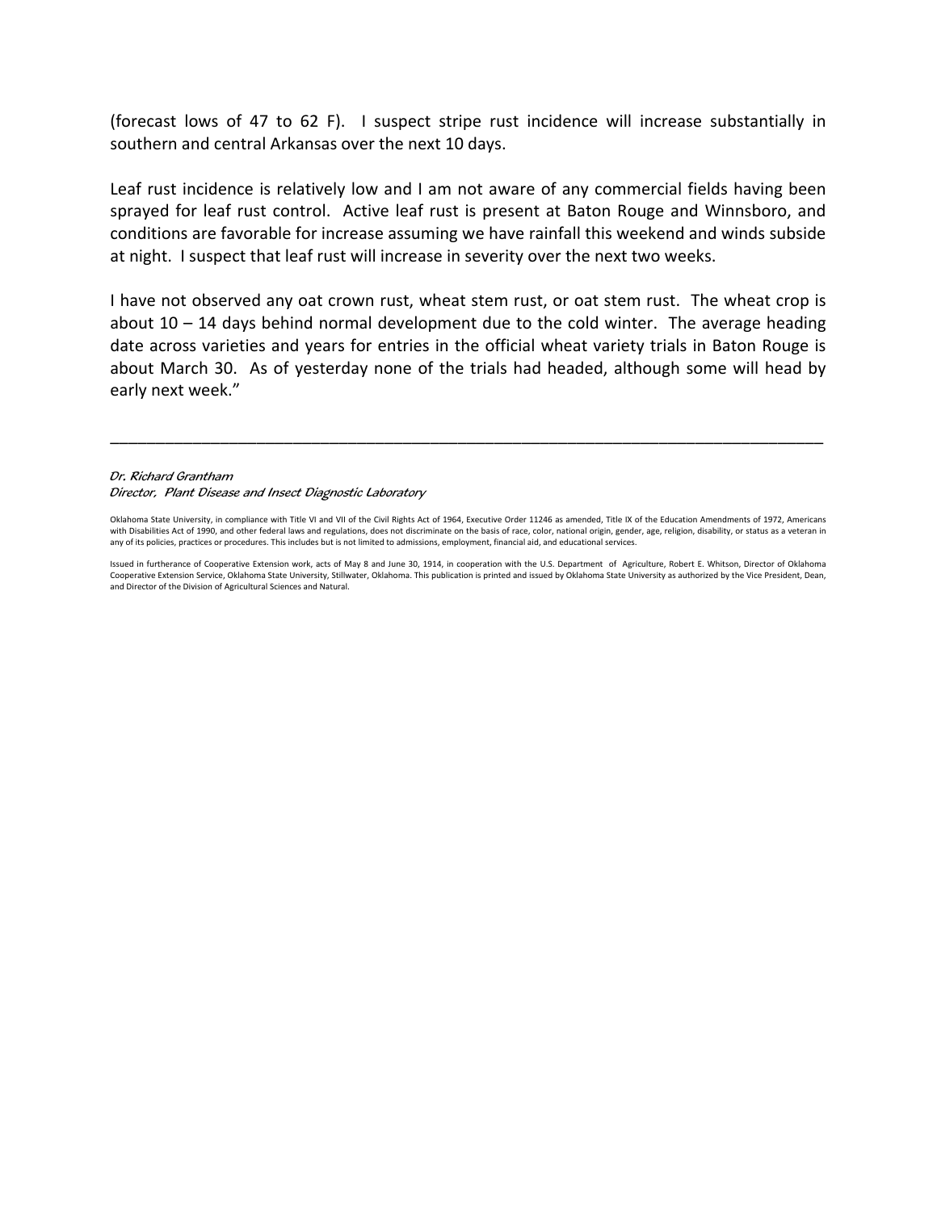(forecast lows of 47 to 62 F). I suspect stripe rust incidence will increase substantially in southern and central Arkansas over the next 10 days.

Leaf rust incidence is relatively low and I am not aware of any commercial fields having been sprayed for leaf rust control. Active leaf rust is present at Baton Rouge and Winnsboro, and conditions are favorable for increase assuming we have rainfall this weekend and winds subside at night. I suspect that leaf rust will increase in severity over the next two weeks.

I have not observed any oat crown rust, wheat stem rust, or oat stem rust. The wheat crop is about 10 – 14 days behind normal development due to the cold winter. The average heading date across varieties and years for entries in the official wheat variety trials in Baton Rouge is about March 30. As of yesterday none of the trials had headed, although some will head by early next week."

---

*Dr. Richard Grantham*
*Director, Plant Disease and Insect Diagnostic Laboratory*

Oklahoma State University, in compliance with Title VI and VII of the Civil Rights Act of 1964, Executive Order 11246 as amended, Title IX of the Education Amendments of 1972, Americans with Disabilities Act of 1990, and other federal laws and regulations, does not discriminate on the basis of race, color, national origin, gender, age, religion, disability, or status as a veteran in any of its policies, practices or procedures. This includes but is not limited to admissions, employment, financial aid, and educational services.

Issued in furtherance of Cooperative Extension work, acts of May 8 and June 30, 1914, in cooperation with the U.S. Department of Agriculture, Robert E. Whitson, Director of Oklahoma Cooperative Extension Service, Oklahoma State University, Stillwater, Oklahoma. This publication is printed and issued by Oklahoma State University as authorized by the Vice President, Dean, and Director of the Division of Agricultural Sciences and Natural.